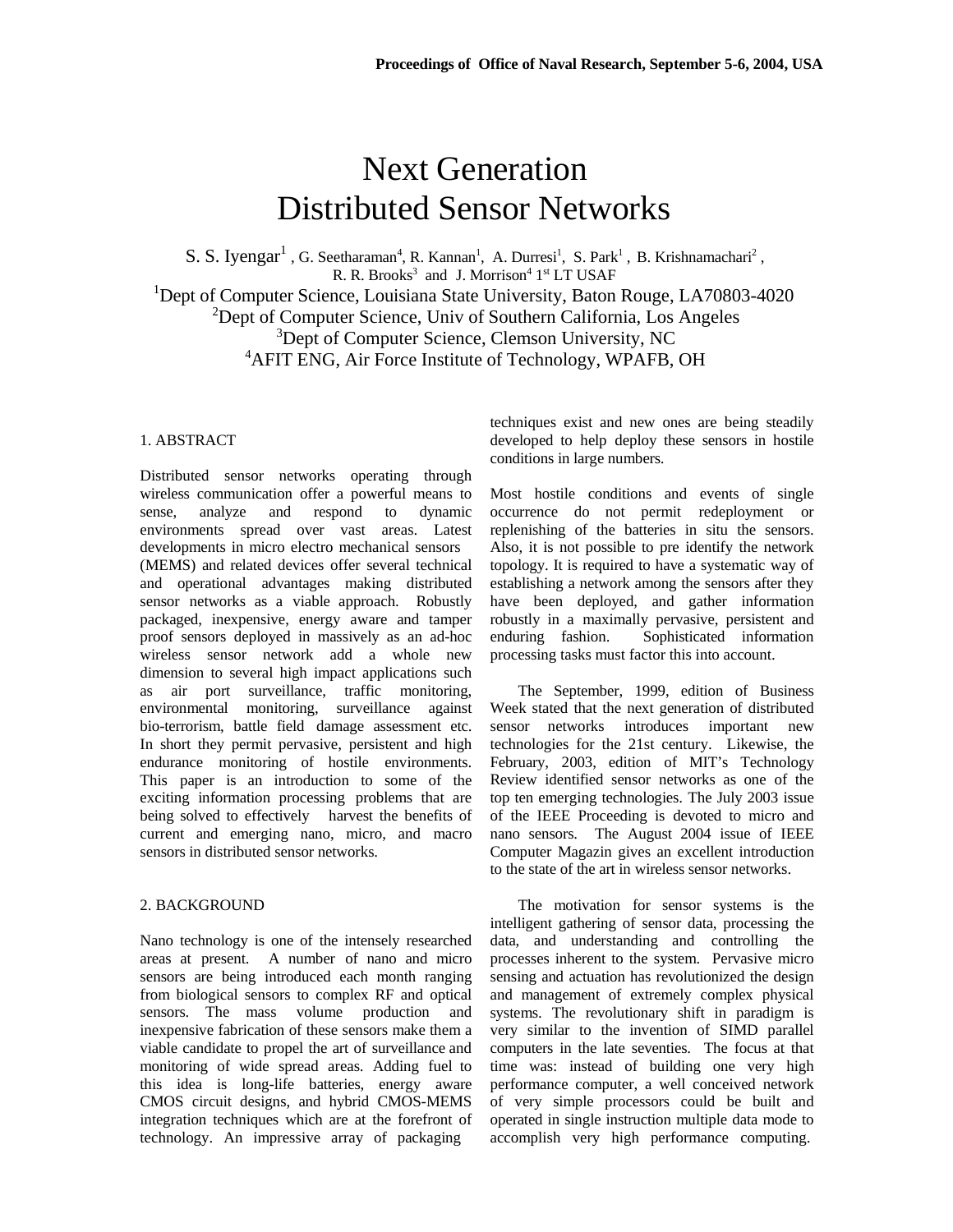# Next Generation Distributed Sensor Networks

S. S. Iyengar[1], G. Seetharaman[4], R. Kannan[1], A. Durresi[1], S. Park[1], B. Krishnamachari[2], R. R. Brooks[3] and J. Morrison[4] 1st LT USAF

[1]Dept of Computer Science, Louisiana State University, Baton Rouge, LA70803-4020

[2]Dept of Computer Science, Univ of Southern California, Los Angeles

[3]Dept of Computer Science, Clemson University, NC

[4]AFIT ENG, Air Force Institute of Technology, WPAFB, OH

## 1. ABSTRACT

Distributed sensor networks operating through wireless communication offer a powerful means to sense, analyze and respond to dynamic environments spread over vast areas. Latest developments in micro electro mechanical sensors (MEMS) and related devices offer several technical and operational advantages making distributed sensor networks as a viable approach. Robustly packaged, inexpensive, energy aware and tamper proof sensors deployed in massively as an ad-hoc wireless sensor network add a whole new dimension to several high impact applications such as air port surveillance, traffic monitoring, environmental monitoring, surveillance against bio-terrorism, battle field damage assessment etc. In short they permit pervasive, persistent and high endurance monitoring of hostile environments. This paper is an introduction to some of the exciting information processing problems that are being solved to effectively harvest the benefits of current and emerging nano, micro, and macro sensors in distributed sensor networks.

## 2. BACKGROUND

Nano technology is one of the intensely researched areas at present. A number of nano and micro sensors are being introduced each month ranging from biological sensors to complex RF and optical sensors. The mass volume production and inexpensive fabrication of these sensors make them a viable candidate to propel the art of surveillance and monitoring of wide spread areas. Adding fuel to this idea is long-life batteries, energy aware CMOS circuit designs, and hybrid CMOS-MEMS integration techniques which are at the forefront of technology. An impressive array of packaging techniques exist and new ones are being steadily developed to help deploy these sensors in hostile conditions in large numbers.

Most hostile conditions and events of single occurrence do not permit redeployment or replenishing of the batteries in situ the sensors. Also, it is not possible to pre identify the network topology. It is required to have a systematic way of establishing a network among the sensors after they have been deployed, and gather information robustly in a maximally pervasive, persistent and enduring fashion. Sophisticated information processing tasks must factor this into account.

The September, 1999, edition of Business Week stated that the next generation of distributed sensor networks introduces important new technologies for the 21st century. Likewise, the February, 2003, edition of MIT's Technology Review identified sensor networks as one of the top ten emerging technologies. The July 2003 issue of the IEEE Proceeding is devoted to micro and nano sensors. The August 2004 issue of IEEE Computer Magazin gives an excellent introduction to the state of the art in wireless sensor networks.

The motivation for sensor systems is the intelligent gathering of sensor data, processing the data, and understanding and controlling the processes inherent to the system. Pervasive micro sensing and actuation has revolutionized the design and management of extremely complex physical systems. The revolutionary shift in paradigm is very similar to the invention of SIMD parallel computers in the late seventies. The focus at that time was: instead of building one very high performance computer, a well conceived network of very simple processors could be built and operated in single instruction multiple data mode to accomplish very high performance computing.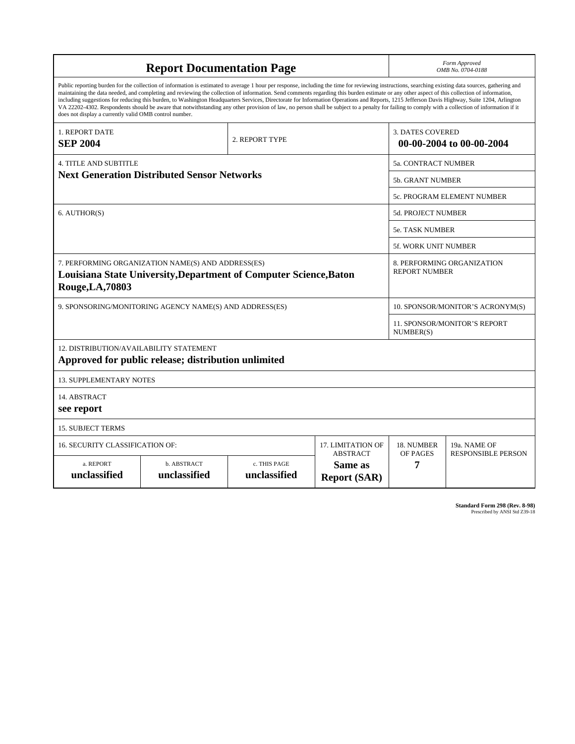# Report Documentation Page

*Form Approved*
*OMB No. 0704-0188*

Public reporting burden for the collection of information is estimated to average 1 hour per response, including the time for reviewing instructions, searching existing data sources, gathering and maintaining the data needed, and completing and reviewing the collection of information. Send comments regarding this burden estimate or any other aspect of this collection of information, including suggestions for reducing this burden, to Washington Headquarters Services, Directorate for Information Operations and Reports, 1215 Jefferson Davis Highway, Suite 1204, Arlington VA 22202-4302. Respondents should be aware that notwithstanding any other provision of law, no person shall be subject to a penalty for failing to comply with a collection of information if it does not display a currently valid OMB control number.

| 1. REPORT DATE | 2. REPORT TYPE | 3. DATES COVERED |
|---|---|---|
| **SEP 2004** | | **00-00-2004 to 00-00-2004** |

| 4. TITLE AND SUBTITLE | |
|---|---|
| **Next Generation Distributed Sensor Networks** | 5a. CONTRACT NUMBER |
| | 5b. GRANT NUMBER |
| | 5c. PROGRAM ELEMENT NUMBER |
| 6. AUTHOR(S) | 5d. PROJECT NUMBER |
| | 5e. TASK NUMBER |
| | 5f. WORK UNIT NUMBER |
| 7. PERFORMING ORGANIZATION NAME(S) AND ADDRESS(ES) **Louisiana State University,Department of Computer Science,Baton Rouge,LA,70803** | 8. PERFORMING ORGANIZATION REPORT NUMBER |
| 9. SPONSORING/MONITORING AGENCY NAME(S) AND ADDRESS(ES) | 10. SPONSOR/MONITOR'S ACRONYM(S) |
| | 11. SPONSOR/MONITOR'S REPORT NUMBER(S) |

12. DISTRIBUTION/AVAILABILITY STATEMENT
**Approved for public release; distribution unlimited**

13. SUPPLEMENTARY NOTES

14. ABSTRACT
**see report**

15. SUBJECT TERMS

| 16. SECURITY CLASSIFICATION OF: | | | 17. LIMITATION OF ABSTRACT | 18. NUMBER OF PAGES | 19a. NAME OF RESPONSIBLE PERSON |
|---|---|---|---|---|---|
| a. REPORT | b. ABSTRACT | c. THIS PAGE | | | |
| **unclassified** | **unclassified** | **unclassified** | **Same as Report (SAR)** | **7** | |

**Standard Form 298 (Rev. 8-98)**
Prescribed by ANSI Std Z39-18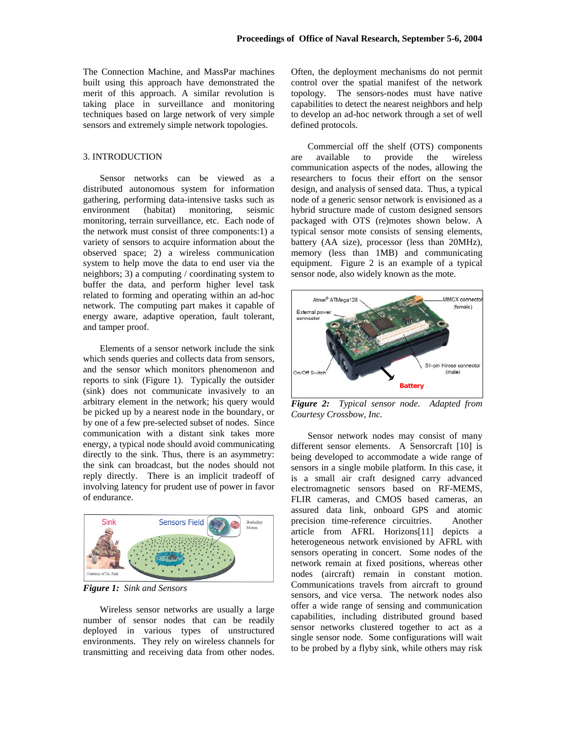The Connection Machine, and MassPar machines built using this approach have demonstrated the merit of this approach. A similar revolution is taking place in surveillance and monitoring techniques based on large network of very simple sensors and extremely simple network topologies.

## 3. INTRODUCTION

Sensor networks can be viewed as a distributed autonomous system for information gathering, performing data-intensive tasks such as environment (habitat) monitoring, seismic monitoring, terrain surveillance, etc. Each node of the network must consist of three components:1) a variety of sensors to acquire information about the observed space; 2) a wireless communication system to help move the data to end user via the neighbors; 3) a computing / coordinating system to buffer the data, and perform higher level task related to forming and operating within an ad-hoc network. The computing part makes it capable of energy aware, adaptive operation, fault tolerant, and tamper proof.

Elements of a sensor network include the sink which sends queries and collects data from sensors, and the sensor which monitors phenomenon and reports to sink (Figure 1). Typically the outsider (sink) does not communicate invasively to an arbitrary element in the network; his query would be picked up by a nearest node in the boundary, or by one of a few pre-selected subset of nodes. Since communication with a distant sink takes more energy, a typical node should avoid communicating directly to the sink. Thus, there is an asymmetry: the sink can broadcast, but the nodes should not reply directly. There is an implicit tradeoff of involving latency for prudent use of power in favor of endurance.

***Figure 1:*** *Sink and Sensors*

Wireless sensor networks are usually a large number of sensor nodes that can be readily deployed in various types of unstructured environments. They rely on wireless channels for transmitting and receiving data from other nodes. Often, the deployment mechanisms do not permit control over the spatial manifest of the network topology. The sensors-nodes must have native capabilities to detect the nearest neighbors and help to develop an ad-hoc network through a set of well defined protocols.

Commercial off the shelf (OTS) components are available to provide the wireless communication aspects of the nodes, allowing the researchers to focus their effort on the sensor design, and analysis of sensed data. Thus, a typical node of a generic sensor network is envisioned as a hybrid structure made of custom designed sensors packaged with OTS (re)motes shown below. A typical sensor mote consists of sensing elements, battery (AA size), processor (less than 20MHz), memory (less than 1MB) and communicating equipment. Figure 2 is an example of a typical sensor node, also widely known as the mote.

***Figure 2:*** *Typical sensor node. Adapted from Courtesy Crossbow, Inc.*

Sensor network nodes may consist of many different sensor elements. A Sensorcraft [10] is being developed to accommodate a wide range of sensors in a single mobile platform. In this case, it is a small air craft designed carry advanced electromagnetic sensors based on RF-MEMS, FLIR cameras, and CMOS based cameras, an assured data link, onboard GPS and atomic precision time-reference circuitries. Another article from AFRL Horizons[11] depicts a heterogeneous network envisioned by AFRL with sensors operating in concert. Some nodes of the network remain at fixed positions, whereas other nodes (aircraft) remain in constant motion. Communications travels from aircraft to ground sensors, and vice versa. The network nodes also offer a wide range of sensing and communication capabilities, including distributed ground based sensor networks clustered together to act as a single sensor node. Some configurations will wait to be probed by a flyby sink, while others may risk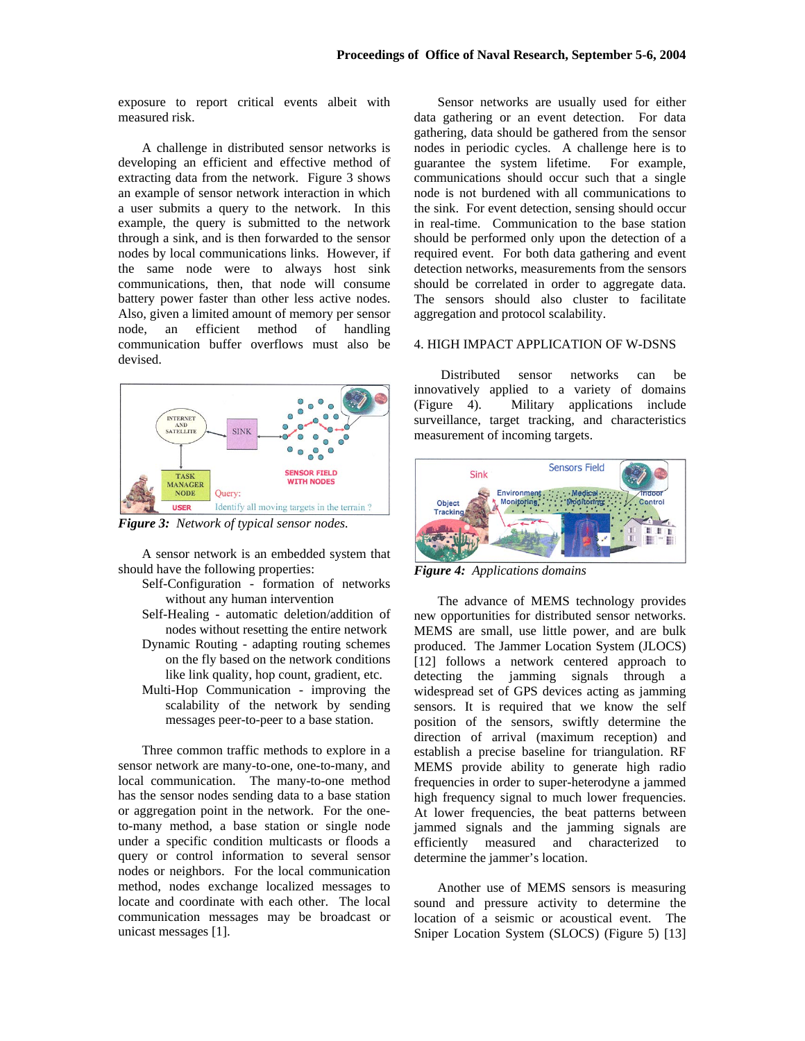exposure to report critical events albeit with measured risk.

A challenge in distributed sensor networks is developing an efficient and effective method of extracting data from the network. Figure 3 shows an example of sensor network interaction in which a user submits a query to the network. In this example, the query is submitted to the network through a sink, and is then forwarded to the sensor nodes by local communications links. However, if the same node were to always host sink communications, then, that node will consume battery power faster than other less active nodes. Also, given a limited amount of memory per sensor node, an efficient method of handling communication buffer overflows must also be devised.

*Figure 3: Network of typical sensor nodes.*

A sensor network is an embedded system that should have the following properties:

- Self-Configuration - formation of networks without any human intervention
- Self-Healing - automatic deletion/addition of nodes without resetting the entire network
- Dynamic Routing - adapting routing schemes on the fly based on the network conditions like link quality, hop count, gradient, etc.
- Multi-Hop Communication - improving the scalability of the network by sending messages peer-to-peer to a base station.

Three common traffic methods to explore in a sensor network are many-to-one, one-to-many, and local communication. The many-to-one method has the sensor nodes sending data to a base station or aggregation point in the network. For the one-to-many method, a base station or single node under a specific condition multicasts or floods a query or control information to several sensor nodes or neighbors. For the local communication method, nodes exchange localized messages to locate and coordinate with each other. The local communication messages may be broadcast or unicast messages [1].

Sensor networks are usually used for either data gathering or an event detection. For data gathering, data should be gathered from the sensor nodes in periodic cycles. A challenge here is to guarantee the system lifetime. For example, communications should occur such that a single node is not burdened with all communications to the sink. For event detection, sensing should occur in real-time. Communication to the base station should be performed only upon the detection of a required event. For both data gathering and event detection networks, measurements from the sensors should be correlated in order to aggregate data. The sensors should also cluster to facilitate aggregation and protocol scalability.

## 4. HIGH IMPACT APPLICATION OF W-DSNS

Distributed sensor networks can be innovatively applied to a variety of domains (Figure 4). Military applications include surveillance, target tracking, and characteristics measurement of incoming targets.

*Figure 4: Applications domains*

The advance of MEMS technology provides new opportunities for distributed sensor networks. MEMS are small, use little power, and are bulk produced. The Jammer Location System (JLOCS) [12] follows a network centered approach to detecting the jamming signals through a widespread set of GPS devices acting as jamming sensors. It is required that we know the self position of the sensors, swiftly determine the direction of arrival (maximum reception) and establish a precise baseline for triangulation. RF MEMS provide ability to generate high radio frequencies in order to super-heterodyne a jammed high frequency signal to much lower frequencies. At lower frequencies, the beat patterns between jammed signals and the jamming signals are efficiently measured and characterized to determine the jammer's location.

Another use of MEMS sensors is measuring sound and pressure activity to determine the location of a seismic or acoustical event. The Sniper Location System (SLOCS) (Figure 5) [13]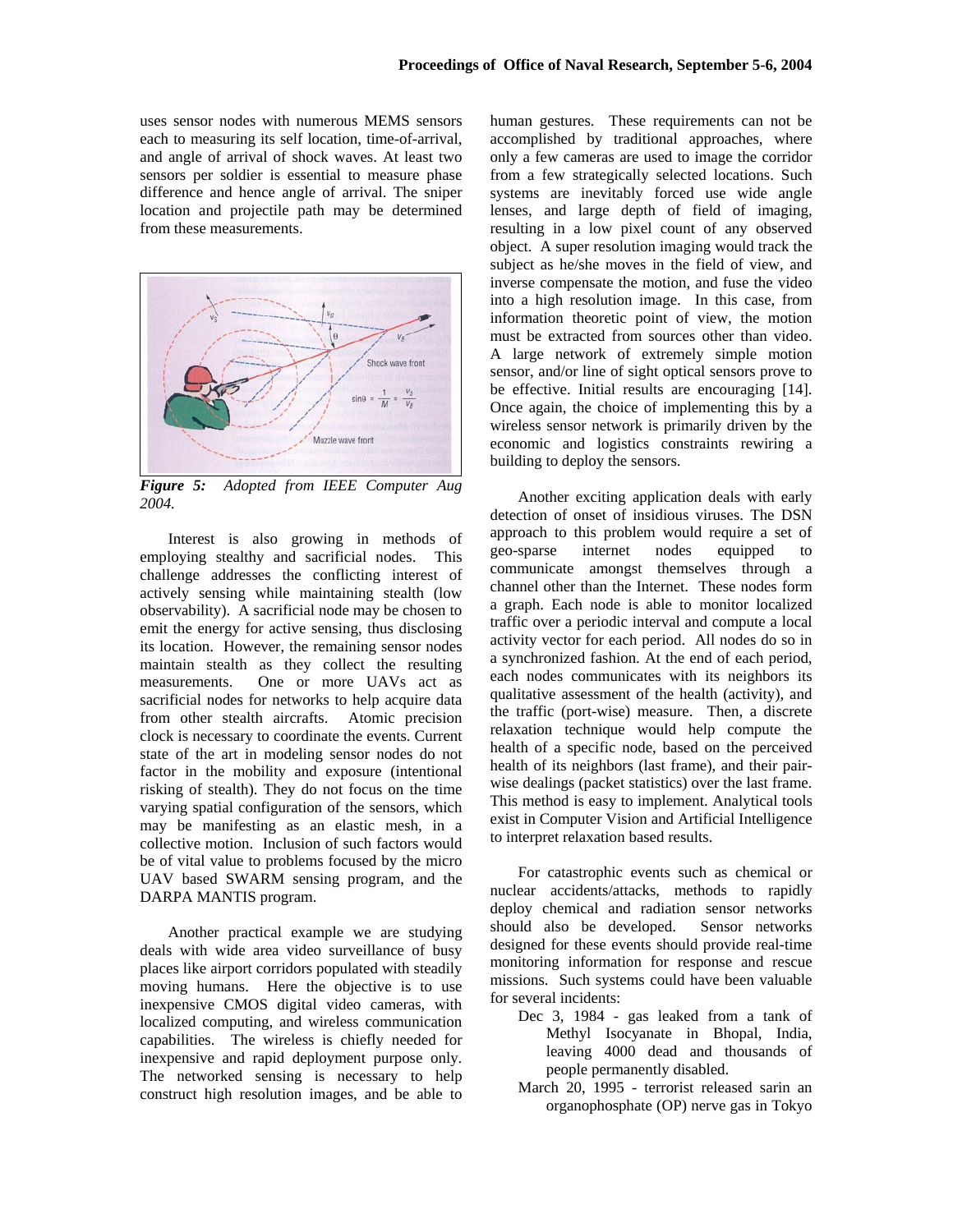uses sensor nodes with numerous MEMS sensors each to measuring its self location, time-of-arrival, and angle of arrival of shock waves. At least two sensors per soldier is essential to measure phase difference and hence angle of arrival. The sniper location and projectile path may be determined from these measurements.

***Figure 5:*** *Adopted from IEEE Computer Aug 2004.*

Interest is also growing in methods of employing stealthy and sacrificial nodes. This challenge addresses the conflicting interest of actively sensing while maintaining stealth (low observability). A sacrificial node may be chosen to emit the energy for active sensing, thus disclosing its location. However, the remaining sensor nodes maintain stealth as they collect the resulting measurements. One or more UAVs act as sacrificial nodes for networks to help acquire data from other stealth aircrafts. Atomic precision clock is necessary to coordinate the events. Current state of the art in modeling sensor nodes do not factor in the mobility and exposure (intentional risking of stealth). They do not focus on the time varying spatial configuration of the sensors, which may be manifesting as an elastic mesh, in a collective motion. Inclusion of such factors would be of vital value to problems focused by the micro UAV based SWARM sensing program, and the DARPA MANTIS program.

Another practical example we are studying deals with wide area video surveillance of busy places like airport corridors populated with steadily moving humans. Here the objective is to use inexpensive CMOS digital video cameras, with localized computing, and wireless communication capabilities. The wireless is chiefly needed for inexpensive and rapid deployment purpose only. The networked sensing is necessary to help construct high resolution images, and be able to human gestures. These requirements can not be accomplished by traditional approaches, where only a few cameras are used to image the corridor from a few strategically selected locations. Such systems are inevitably forced use wide angle lenses, and large depth of field of imaging, resulting in a low pixel count of any observed object. A super resolution imaging would track the subject as he/she moves in the field of view, and inverse compensate the motion, and fuse the video into a high resolution image. In this case, from information theoretic point of view, the motion must be extracted from sources other than video. A large network of extremely simple motion sensor, and/or line of sight optical sensors prove to be effective. Initial results are encouraging [14]. Once again, the choice of implementing this by a wireless sensor network is primarily driven by the economic and logistics constraints rewiring a building to deploy the sensors.

Another exciting application deals with early detection of onset of insidious viruses. The DSN approach to this problem would require a set of geo-sparse internet nodes equipped to communicate amongst themselves through a channel other than the Internet. These nodes form a graph. Each node is able to monitor localized traffic over a periodic interval and compute a local activity vector for each period. All nodes do so in a synchronized fashion. At the end of each period, each nodes communicates with its neighbors its qualitative assessment of the health (activity), and the traffic (port-wise) measure. Then, a discrete relaxation technique would help compute the health of a specific node, based on the perceived health of its neighbors (last frame), and their pair-wise dealings (packet statistics) over the last frame. This method is easy to implement. Analytical tools exist in Computer Vision and Artificial Intelligence to interpret relaxation based results.

For catastrophic events such as chemical or nuclear accidents/attacks, methods to rapidly deploy chemical and radiation sensor networks should also be developed. Sensor networks designed for these events should provide real-time monitoring information for response and rescue missions. Such systems could have been valuable for several incidents:

- Dec 3, 1984 - gas leaked from a tank of Methyl Isocyanate in Bhopal, India, leaving 4000 dead and thousands of people permanently disabled.
- March 20, 1995 - terrorist released sarin an organophosphate (OP) nerve gas in Tokyo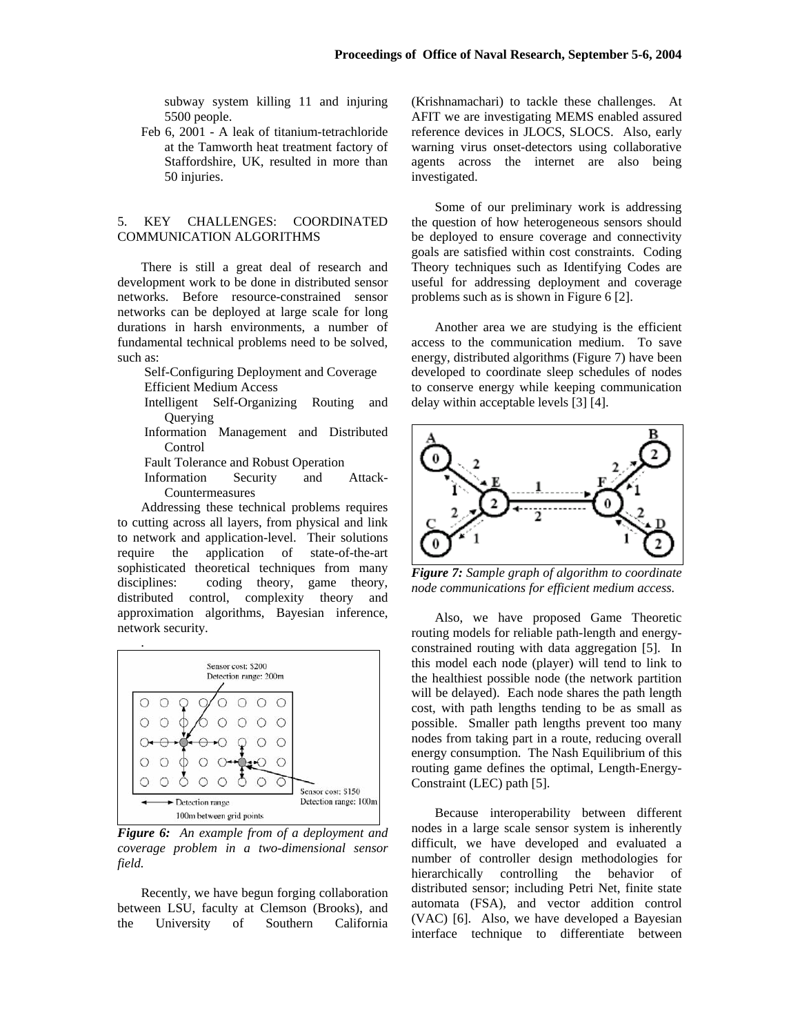subway system killing 11 and injuring 5500 people.

Feb 6, 2001 - A leak of titanium-tetrachloride at the Tamworth heat treatment factory of Staffordshire, UK, resulted in more than 50 injuries.

## 5. KEY CHALLENGES: COORDINATED COMMUNICATION ALGORITHMS

There is still a great deal of research and development work to be done in distributed sensor networks. Before resource-constrained sensor networks can be deployed at large scale for long durations in harsh environments, a number of fundamental technical problems need to be solved, such as:

- Self-Configuring Deployment and Coverage
- Efficient Medium Access
- Intelligent Self-Organizing Routing and Querying
- Information Management and Distributed Control
- Fault Tolerance and Robust Operation
- Information Security and Attack-Countermeasures

Addressing these technical problems requires to cutting across all layers, from physical and link to network and application-level. Their solutions require the application of state-of-the-art sophisticated theoretical techniques from many disciplines: coding theory, game theory, distributed control, complexity theory and approximation algorithms, Bayesian inference, network security.

*Figure 6: An example from of a deployment and coverage problem in a two-dimensional sensor field.*

Recently, we have begun forging collaboration between LSU, faculty at Clemson (Brooks), and the University of Southern California (Krishnamachari) to tackle these challenges. At AFIT we are investigating MEMS enabled assured reference devices in JLOCS, SLOCS. Also, early warning virus onset-detectors using collaborative agents across the internet are also being investigated.

Some of our preliminary work is addressing the question of how heterogeneous sensors should be deployed to ensure coverage and connectivity goals are satisfied within cost constraints. Coding Theory techniques such as Identifying Codes are useful for addressing deployment and coverage problems such as is shown in Figure 6 [2].

Another area we are studying is the efficient access to the communication medium. To save energy, distributed algorithms (Figure 7) have been developed to coordinate sleep schedules of nodes to conserve energy while keeping communication delay within acceptable levels [3] [4].

*Figure 7: Sample graph of algorithm to coordinate node communications for efficient medium access.*

Also, we have proposed Game Theoretic routing models for reliable path-length and energy-constrained routing with data aggregation [5]. In this model each node (player) will tend to link to the healthiest possible node (the network partition will be delayed). Each node shares the path length cost, with path lengths tending to be as small as possible. Smaller path lengths prevent too many nodes from taking part in a route, reducing overall energy consumption. The Nash Equilibrium of this routing game defines the optimal, Length-Energy-Constraint (LEC) path [5].

Because interoperability between different nodes in a large scale sensor system is inherently difficult, we have developed and evaluated a number of controller design methodologies for hierarchically controlling the behavior of distributed sensor; including Petri Net, finite state automata (FSA), and vector addition control (VAC) [6]. Also, we have developed a Bayesian interface technique to differentiate between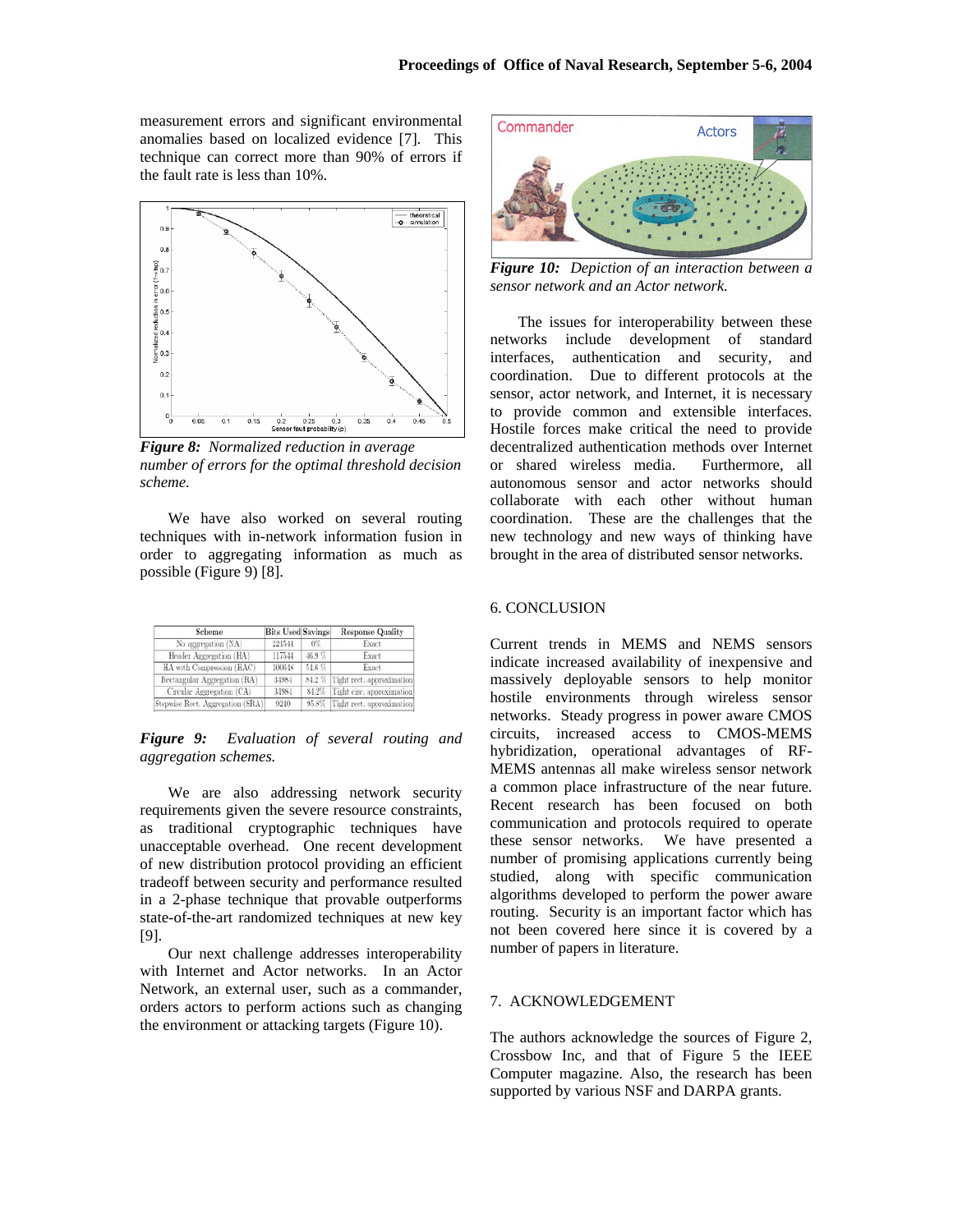measurement errors and significant environmental anomalies based on localized evidence [7]. This technique can correct more than 90% of errors if the fault rate is less than 10%.

***Figure 8:** Normalized reduction in average number of errors for the optimal threshold decision scheme.*

We have also worked on several routing techniques with in-network information fusion in order to aggregating information as much as possible (Figure 9) [8].

| Scheme | Bits Used | Savings | Response Quality |
|---|---|---|---|
| No aggregation (NA) | 221544 | 0% | Exact |
| Header Aggregation (HA) | 117544 | 46.9 % | Exact |
| HA with Compression (HAC) | 100648 | 54.6 % | Exact |
| Rectangular Aggregation (RA) | 34984 | 84.2 % | Tight rect. approximation |
| Circular Aggregation (CA) | 34984 | 84.2% | Tight circ. approximation |
| Stepwise Rect. Aggregation (SRA) | 9210 | 95.8% | Tight rect. approximation |

***Figure 9:** Evaluation of several routing and aggregation schemes.*

We are also addressing network security requirements given the severe resource constraints, as traditional cryptographic techniques have unacceptable overhead. One recent development of new distribution protocol providing an efficient tradeoff between security and performance resulted in a 2-phase technique that provable outperforms state-of-the-art randomized techniques at new key [9].

Our next challenge addresses interoperability with Internet and Actor networks. In an Actor Network, an external user, such as a commander, orders actors to perform actions such as changing the environment or attacking targets (Figure 10).

***Figure 10:** Depiction of an interaction between a sensor network and an Actor network.*

The issues for interoperability between these networks include development of standard interfaces, authentication and security, and coordination. Due to different protocols at the sensor, actor network, and Internet, it is necessary to provide common and extensible interfaces. Hostile forces make critical the need to provide decentralized authentication methods over Internet or shared wireless media. Furthermore, all autonomous sensor and actor networks should collaborate with each other without human coordination. These are the challenges that the new technology and new ways of thinking have brought in the area of distributed sensor networks.

## 6. CONCLUSION

Current trends in MEMS and NEMS sensors indicate increased availability of inexpensive and massively deployable sensors to help monitor hostile environments through wireless sensor networks. Steady progress in power aware CMOS circuits, increased access to CMOS-MEMS hybridization, operational advantages of RF-MEMS antennas all make wireless sensor network a common place infrastructure of the near future. Recent research has been focused on both communication and protocols required to operate these sensor networks. We have presented a number of promising applications currently being studied, along with specific communication algorithms developed to perform the power aware routing. Security is an important factor which has not been covered here since it is covered by a number of papers in literature.

## 7. ACKNOWLEDGEMENT

The authors acknowledge the sources of Figure 2, Crossbow Inc, and that of Figure 5 the IEEE Computer magazine. Also, the research has been supported by various NSF and DARPA grants.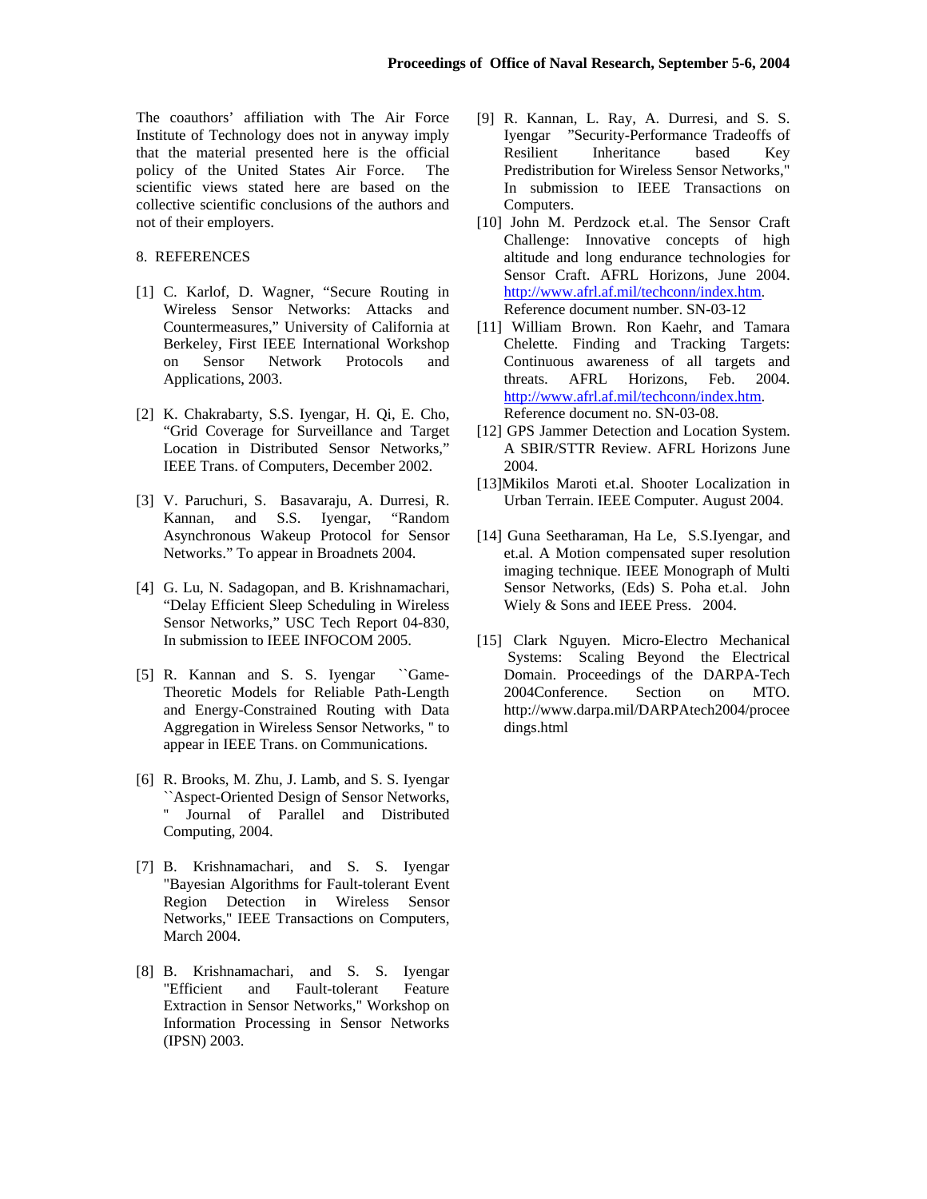The coauthors' affiliation with The Air Force Institute of Technology does not in anyway imply that the material presented here is the official policy of the United States Air Force. The scientific views stated here are based on the collective scientific conclusions of the authors and not of their employers.

## 8. REFERENCES

[1] C. Karlof, D. Wagner, "Secure Routing in Wireless Sensor Networks: Attacks and Countermeasures," University of California at Berkeley, First IEEE International Workshop on Sensor Network Protocols and Applications, 2003.

[2] K. Chakrabarty, S.S. Iyengar, H. Qi, E. Cho, "Grid Coverage for Surveillance and Target Location in Distributed Sensor Networks," IEEE Trans. of Computers, December 2002.

[3] V. Paruchuri, S. Basavaraju, A. Durresi, R. Kannan, and S.S. Iyengar, "Random Asynchronous Wakeup Protocol for Sensor Networks." To appear in Broadnets 2004.

[4] G. Lu, N. Sadagopan, and B. Krishnamachari, "Delay Efficient Sleep Scheduling in Wireless Sensor Networks," USC Tech Report 04-830, In submission to IEEE INFOCOM 2005.

[5] R. Kannan and S. S. Iyengar ``Game-Theoretic Models for Reliable Path-Length and Energy-Constrained Routing with Data Aggregation in Wireless Sensor Networks, " to appear in IEEE Trans. on Communications.

[6] R. Brooks, M. Zhu, J. Lamb, and S. S. Iyengar ``Aspect-Oriented Design of Sensor Networks, " Journal of Parallel and Distributed Computing, 2004.

[7] B. Krishnamachari, and S. S. Iyengar "Bayesian Algorithms for Fault-tolerant Event Region Detection in Wireless Sensor Networks," IEEE Transactions on Computers, March 2004.

[8] B. Krishnamachari, and S. S. Iyengar "Efficient and Fault-tolerant Feature Extraction in Sensor Networks," Workshop on Information Processing in Sensor Networks (IPSN) 2003.

[9] R. Kannan, L. Ray, A. Durresi, and S. S. Iyengar "Security-Performance Tradeoffs of Resilient Inheritance based Key Predistribution for Wireless Sensor Networks," In submission to IEEE Transactions on Computers.

[10] John M. Perdzock et.al. The Sensor Craft Challenge: Innovative concepts of high altitude and long endurance technologies for Sensor Craft. AFRL Horizons, June 2004. http://www.afrl.af.mil/techconn/index.htm. Reference document number. SN-03-12

[11] William Brown. Ron Kaehr, and Tamara Chelette. Finding and Tracking Targets: Continuous awareness of all targets and threats. AFRL Horizons, Feb. 2004. http://www.afrl.af.mil/techconn/index.htm. Reference document no. SN-03-08.

[12] GPS Jammer Detection and Location System. A SBIR/STTR Review. AFRL Horizons June 2004.

[13]Mikilos Maroti et.al. Shooter Localization in Urban Terrain. IEEE Computer. August 2004.

[14] Guna Seetharaman, Ha Le, S.S.Iyengar, and et.al. A Motion compensated super resolution imaging technique. IEEE Monograph of Multi Sensor Networks, (Eds) S. Poha et.al. John Wiely & Sons and IEEE Press. 2004.

[15] Clark Nguyen. Micro-Electro Mechanical Systems: Scaling Beyond the Electrical Domain. Proceedings of the DARPA-Tech 2004Conference. Section on MTO. http://www.darpa.mil/DARPAtech2004/proceedings.html